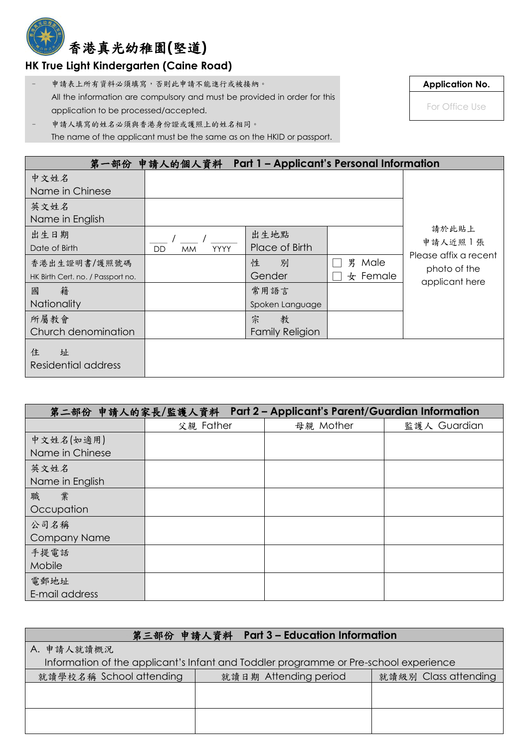# 香港真光幼稚園(堅道)

## HK True Light Kindergarten (Caine Road)

- 申請表上所有資料必須填寫，否則此申請不能進行或被接納。
  All the information are compulsory and must be provided in order for this application to be processed/accepted.
- 申請人填寫的姓名必須與香港身份證或護照上的姓名相同。
  The name of the applicant must be the same as on the HKID or passport.

| Application No. |
|---|
| For Office Use |

| 第一部份 申請人的個人資料 Part 1 – Applicant's Personal Information | | | | |
|---|---|---|---|---|
| 中文姓名 Name in Chinese | | | | 請於此貼上申請人近照 1 張 Please affix a recent photo of the applicant here |
| 英文姓名 Name in English | | | | |
| 出生日期 Date of Birth | ___ / ___ / _____ DD MM YYYY | 出生地點 Place of Birth | | |
| 香港出生證明書/護照號碼 HK Birth Cert. no. / Passport no. | | 性 別 Gender | ☐ 男 Male ☐ 女 Female | |
| 國 籍 Nationality | | 常用語言 Spoken Language | | |
| 所屬教會 Church denomination | | 宗 教 Family Religion | | |
| 住 址 Residential address | | | | |

| 第二部份 申請人的家長/監護人資料 Part 2 – Applicant's Parent/Guardian Information | | | |
|---|---|---|---|
| | 父親 Father | 母親 Mother | 監護人 Guardian |
| 中文姓名(如適用) Name in Chinese | | | |
| 英文姓名 Name in English | | | |
| 職 業 Occupation | | | |
| 公司名稱 Company Name | | | |
| 手提電話 Mobile | | | |
| 電郵地址 E-mail address | | | |

| 第三部份 申請人資料 Part 3 – Education Information | | |
|---|---|---|
| A. 申請人就讀概況 Information of the applicant's Infant and Toddler programme or Pre-school experience | | |
| 就讀學校名稱 School attending | 就讀日期 Attending period | 就讀級別 Class attending |
| | | |
| | | |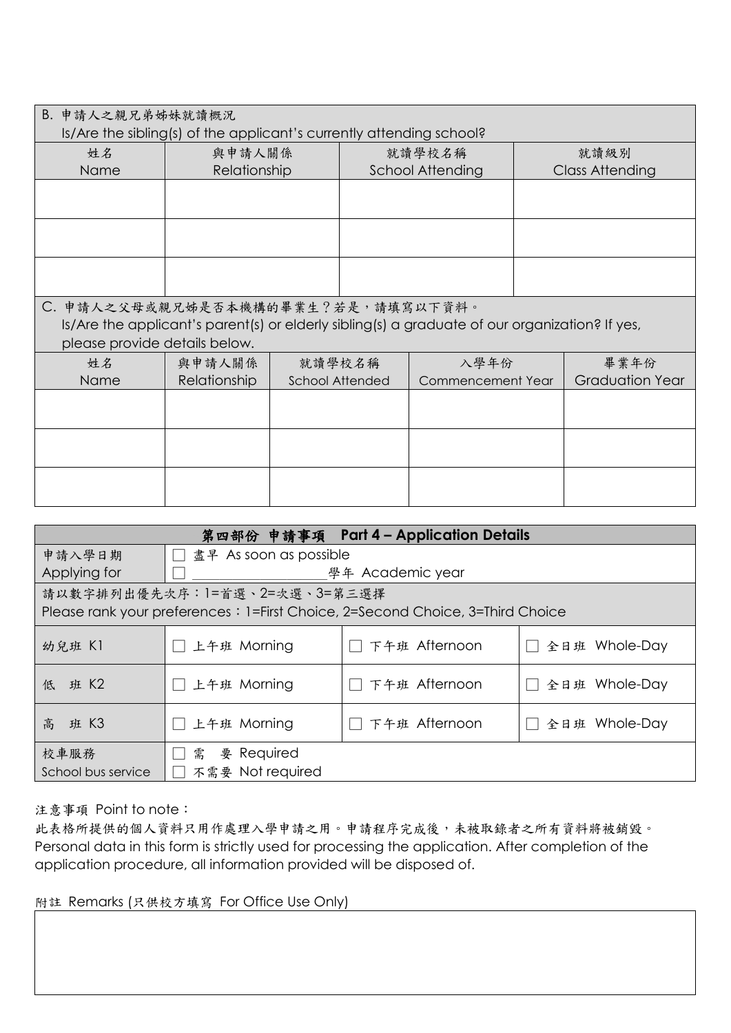B. 申請人之親兄弟姊妹就讀概況
Is/Are the sibling(s) of the applicant's currently attending school?

| 姓名<br>Name | 與申請人關係<br>Relationship | 就讀學校名稱<br>School Attending | 就讀級別<br>Class Attending |
|---|---|---|---|
| | | | |
| | | | |
| | | | |

C. 申請人之父母或親兄姊是否本機構的畢業生？若是，請填寫以下資料。
Is/Are the applicant's parent(s) or elderly sibling(s) a graduate of our organization? If yes, please provide details below.

| 姓名<br>Name | 與申請人關係<br>Relationship | 就讀學校名稱<br>School Attended | 入學年份<br>Commencement Year | 畢業年份<br>Graduation Year |
|---|---|---|---|---|
| | | | | |
| | | | | |
| | | | | |

## 第四部份 申請事項 Part 4 – Application Details

| | |
|---|---|
| 申請入學日期<br>Applying for | ☐ 盡早 As soon as possible<br>☐ ________________學年 Academic year |

請以數字排列出優先次序：1=首選、2=次選、3=第三選擇
Please rank your preferences：1=First Choice, 2=Second Choice, 3=Third Choice

| | | | |
|---|---|---|---|
| 幼兒班 K1 | ☐ 上午班 Morning | ☐ 下午班 Afternoon | ☐ 全日班 Whole-Day |
| 低 班 K2 | ☐ 上午班 Morning | ☐ 下午班 Afternoon | ☐ 全日班 Whole-Day |
| 高 班 K3 | ☐ 上午班 Morning | ☐ 下午班 Afternoon | ☐ 全日班 Whole-Day |
| 校車服務<br>School bus service | ☐ 需 要 Required<br>☐ 不需要 Not required | | |

注意事項 Point to note：

此表格所提供的個人資料只用作處理入學申請之用。申請程序完成後，未被取錄者之所有資料將被銷毀。
Personal data in this form is strictly used for processing the application. After completion of the application procedure, all information provided will be disposed of.

附註 Remarks (只供校方填寫 For Office Use Only)